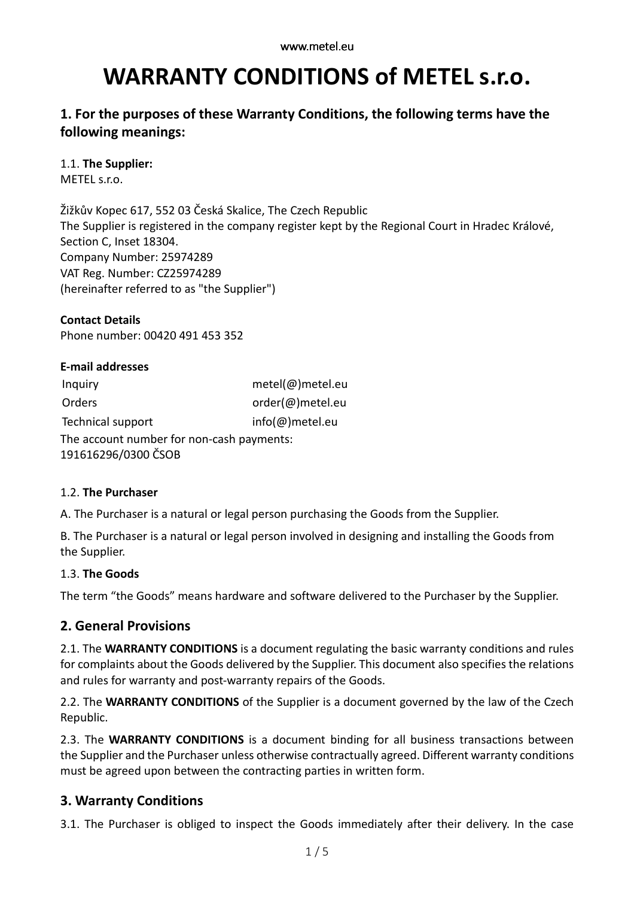# WARRANTY CONDITIONS of METEL s.r.o.

## 1. For the purposes of these Warranty Conditions, the following terms have the following meanings:

1.1. **The Supplier:**
METEL s.r.o.

Žižkův Kopec 617, 552 03 Česká Skalice, The Czech Republic
The Supplier is registered in the company register kept by the Regional Court in Hradec Králové, Section C, Inset 18304.
Company Number: 25974289
VAT Reg. Number: CZ25974289
(hereinafter referred to as "the Supplier")

**Contact Details**
Phone number: 00420 491 453 352

**E-mail addresses**

| | |
|---|---|
| Inquiry | metel(@)metel.eu |
| Orders | order(@)metel.eu |
| Technical support | info(@)metel.eu |

The account number for non-cash payments:
191616296/0300 ČSOB

1.2. **The Purchaser**

A. The Purchaser is a natural or legal person purchasing the Goods from the Supplier.

B. The Purchaser is a natural or legal person involved in designing and installing the Goods from the Supplier.

1.3. **The Goods**

The term "the Goods" means hardware and software delivered to the Purchaser by the Supplier.

## 2. General Provisions

2.1. The **WARRANTY CONDITIONS** is a document regulating the basic warranty conditions and rules for complaints about the Goods delivered by the Supplier. This document also specifies the relations and rules for warranty and post-warranty repairs of the Goods.

2.2. The **WARRANTY CONDITIONS** of the Supplier is a document governed by the law of the Czech Republic.

2.3. The **WARRANTY CONDITIONS** is a document binding for all business transactions between the Supplier and the Purchaser unless otherwise contractually agreed. Different warranty conditions must be agreed upon between the contracting parties in written form.

## 3. Warranty Conditions

3.1. The Purchaser is obliged to inspect the Goods immediately after their delivery. In the case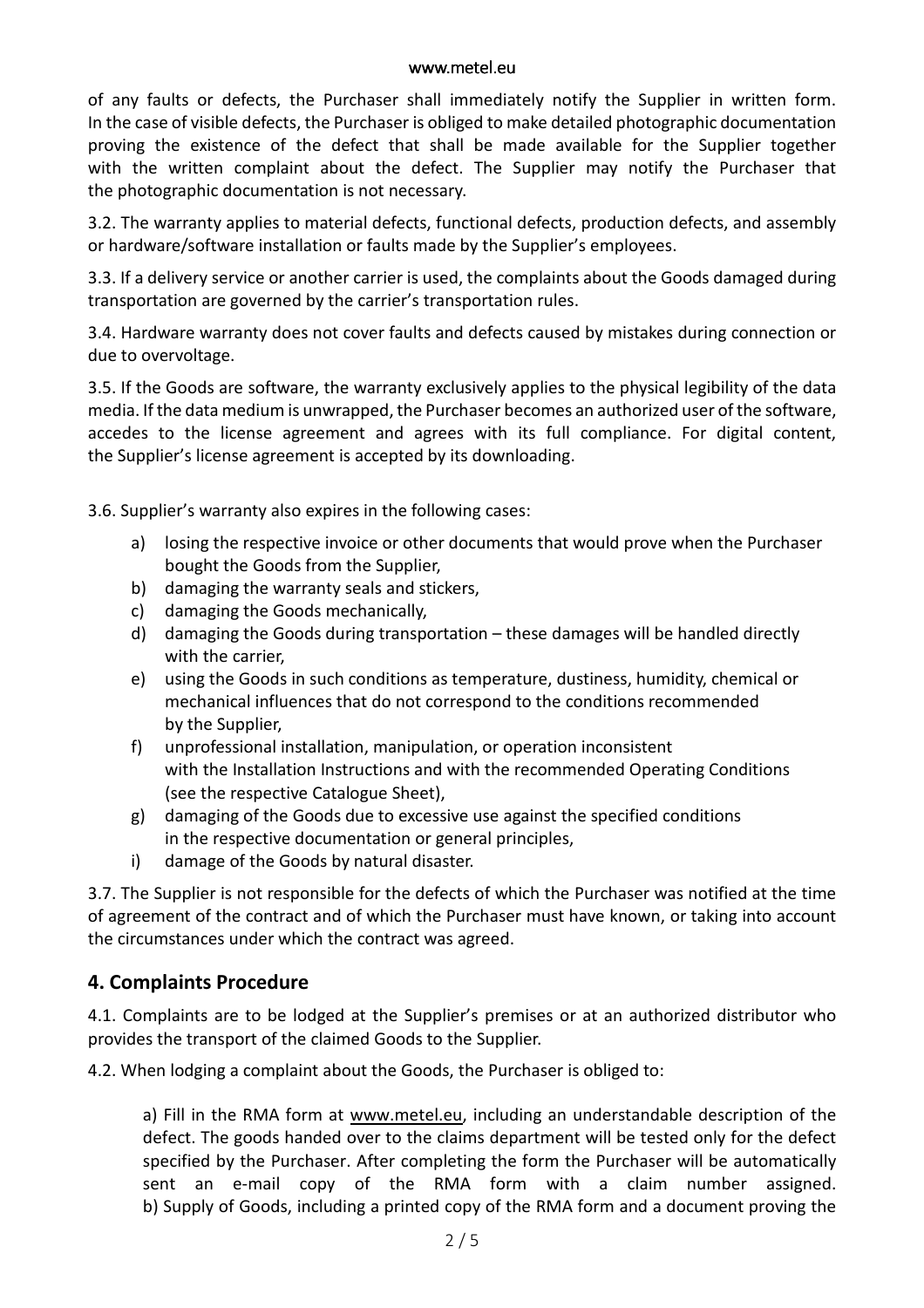of any faults or defects, the Purchaser shall immediately notify the Supplier in written form. In the case of visible defects, the Purchaser is obliged to make detailed photographic documentation proving the existence of the defect that shall be made available for the Supplier together with the written complaint about the defect. The Supplier may notify the Purchaser that the photographic documentation is not necessary.

3.2. The warranty applies to material defects, functional defects, production defects, and assembly or hardware/software installation or faults made by the Supplier's employees.

3.3. If a delivery service or another carrier is used, the complaints about the Goods damaged during transportation are governed by the carrier's transportation rules.

3.4. Hardware warranty does not cover faults and defects caused by mistakes during connection or due to overvoltage.

3.5. If the Goods are software, the warranty exclusively applies to the physical legibility of the data media. If the data medium is unwrapped, the Purchaser becomes an authorized user of the software, accedes to the license agreement and agrees with its full compliance. For digital content, the Supplier's license agreement is accepted by its downloading.

3.6. Supplier's warranty also expires in the following cases:

a) losing the respective invoice or other documents that would prove when the Purchaser bought the Goods from the Supplier,
b) damaging the warranty seals and stickers,
c) damaging the Goods mechanically,
d) damaging the Goods during transportation – these damages will be handled directly with the carrier,
e) using the Goods in such conditions as temperature, dustiness, humidity, chemical or mechanical influences that do not correspond to the conditions recommended by the Supplier,
f) unprofessional installation, manipulation, or operation inconsistent with the Installation Instructions and with the recommended Operating Conditions (see the respective Catalogue Sheet),
g) damaging of the Goods due to excessive use against the specified conditions in the respective documentation or general principles,
i) damage of the Goods by natural disaster.

3.7. The Supplier is not responsible for the defects of which the Purchaser was notified at the time of agreement of the contract and of which the Purchaser must have known, or taking into account the circumstances under which the contract was agreed.

## 4. Complaints Procedure

4.1. Complaints are to be lodged at the Supplier's premises or at an authorized distributor who provides the transport of the claimed Goods to the Supplier.

4.2. When lodging a complaint about the Goods, the Purchaser is obliged to:

a) Fill in the RMA form at www.metel.eu, including an understandable description of the defect. The goods handed over to the claims department will be tested only for the defect specified by the Purchaser. After completing the form the Purchaser will be automatically sent an e-mail copy of the RMA form with a claim number assigned.
b) Supply of Goods, including a printed copy of the RMA form and a document proving the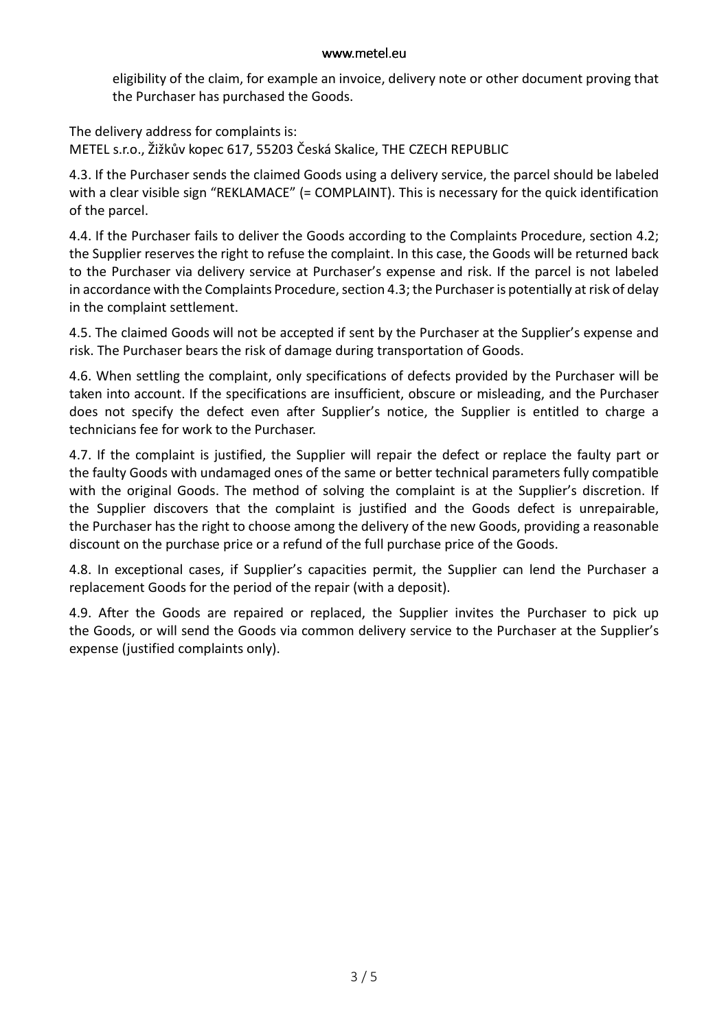eligibility of the claim, for example an invoice, delivery note or other document proving that the Purchaser has purchased the Goods.

The delivery address for complaints is:
METEL s.r.o., Žižkův kopec 617, 55203 Česká Skalice, THE CZECH REPUBLIC

4.3. If the Purchaser sends the claimed Goods using a delivery service, the parcel should be labeled with a clear visible sign "REKLAMACE" (= COMPLAINT). This is necessary for the quick identification of the parcel.

4.4. If the Purchaser fails to deliver the Goods according to the Complaints Procedure, section 4.2; the Supplier reserves the right to refuse the complaint. In this case, the Goods will be returned back to the Purchaser via delivery service at Purchaser's expense and risk. If the parcel is not labeled in accordance with the Complaints Procedure, section 4.3; the Purchaser is potentially at risk of delay in the complaint settlement.

4.5. The claimed Goods will not be accepted if sent by the Purchaser at the Supplier's expense and risk. The Purchaser bears the risk of damage during transportation of Goods.

4.6. When settling the complaint, only specifications of defects provided by the Purchaser will be taken into account. If the specifications are insufficient, obscure or misleading, and the Purchaser does not specify the defect even after Supplier's notice, the Supplier is entitled to charge a technicians fee for work to the Purchaser.

4.7. If the complaint is justified, the Supplier will repair the defect or replace the faulty part or the faulty Goods with undamaged ones of the same or better technical parameters fully compatible with the original Goods. The method of solving the complaint is at the Supplier's discretion. If the Supplier discovers that the complaint is justified and the Goods defect is unrepairable, the Purchaser has the right to choose among the delivery of the new Goods, providing a reasonable discount on the purchase price or a refund of the full purchase price of the Goods.

4.8. In exceptional cases, if Supplier's capacities permit, the Supplier can lend the Purchaser a replacement Goods for the period of the repair (with a deposit).

4.9. After the Goods are repaired or replaced, the Supplier invites the Purchaser to pick up the Goods, or will send the Goods via common delivery service to the Purchaser at the Supplier's expense (justified complaints only).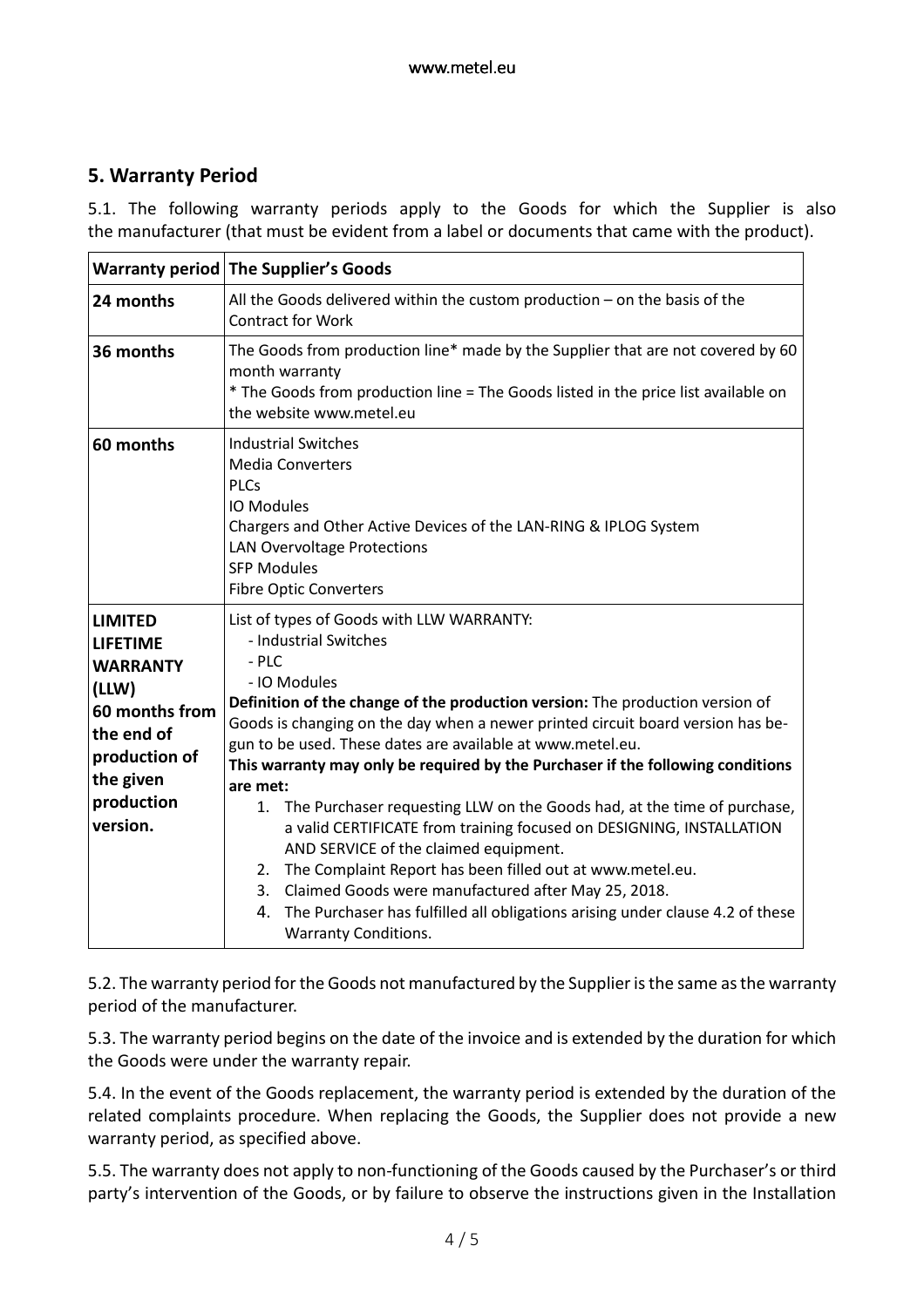## 5. Warranty Period

5.1. The following warranty periods apply to the Goods for which the Supplier is also the manufacturer (that must be evident from a label or documents that came with the product).

| Warranty period | The Supplier's Goods |
|---|---|
| **24 months** | All the Goods delivered within the custom production – on the basis of the Contract for Work |
| **36 months** | The Goods from production line* made by the Supplier that are not covered by 60 month warranty<br>* The Goods from production line = The Goods listed in the price list available on the website www.metel.eu |
| **60 months** | Industrial Switches<br>Media Converters<br>PLCs<br>IO Modules<br>Chargers and Other Active Devices of the LAN-RING & IPLOG System<br>LAN Overvoltage Protections<br>SFP Modules<br>Fibre Optic Converters |
| **LIMITED LIFETIME WARRANTY (LLW) 60 months from the end of production of the given production version.** | List of types of Goods with LLW WARRANTY:<br>- Industrial Switches<br>- PLC<br>- IO Modules<br>**Definition of the change of the production version:** The production version of Goods is changing on the day when a newer printed circuit board version has begun to be used. These dates are available at www.metel.eu.<br>**This warranty may only be required by the Purchaser if the following conditions are met:**<br>1. The Purchaser requesting LLW on the Goods had, at the time of purchase, a valid CERTIFICATE from training focused on DESIGNING, INSTALLATION AND SERVICE of the claimed equipment.<br>2. The Complaint Report has been filled out at www.metel.eu.<br>3. Claimed Goods were manufactured after May 25, 2018.<br>4. The Purchaser has fulfilled all obligations arising under clause 4.2 of these Warranty Conditions. |

5.2. The warranty period for the Goods not manufactured by the Supplier is the same as the warranty period of the manufacturer.

5.3. The warranty period begins on the date of the invoice and is extended by the duration for which the Goods were under the warranty repair.

5.4. In the event of the Goods replacement, the warranty period is extended by the duration of the related complaints procedure. When replacing the Goods, the Supplier does not provide a new warranty period, as specified above.

5.5. The warranty does not apply to non-functioning of the Goods caused by the Purchaser's or third party's intervention of the Goods, or by failure to observe the instructions given in the Installation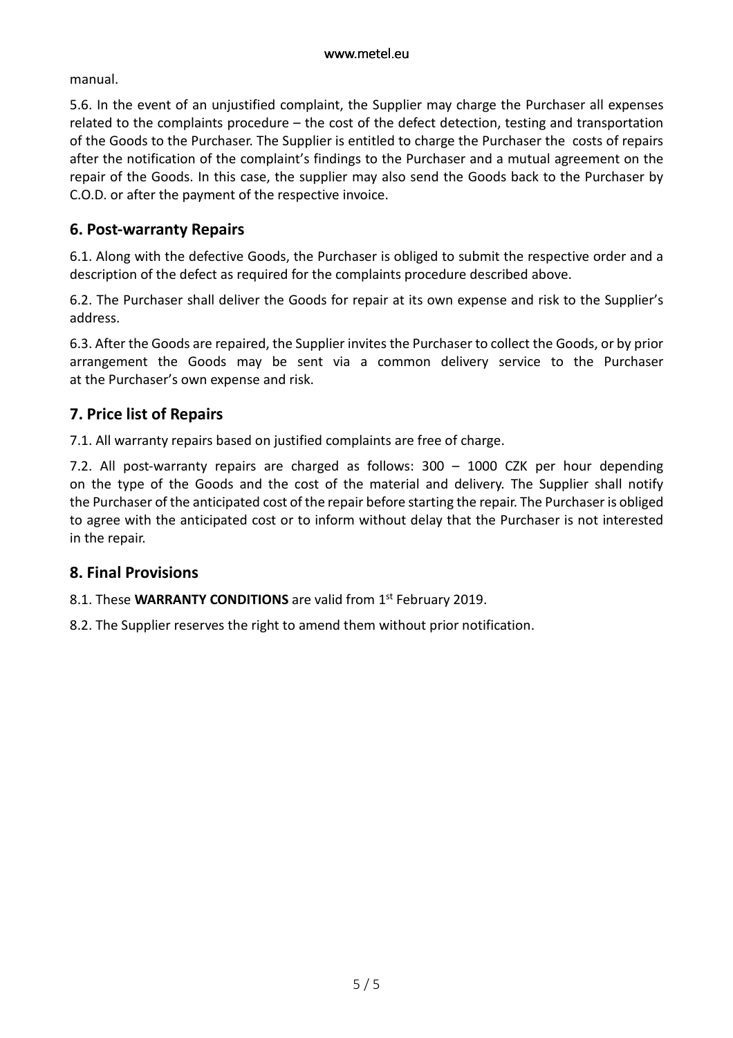manual.

5.6. In the event of an unjustified complaint, the Supplier may charge the Purchaser all expenses related to the complaints procedure – the cost of the defect detection, testing and transportation of the Goods to the Purchaser. The Supplier is entitled to charge the Purchaser the costs of repairs after the notification of the complaint's findings to the Purchaser and a mutual agreement on the repair of the Goods. In this case, the supplier may also send the Goods back to the Purchaser by C.O.D. or after the payment of the respective invoice.

## 6. Post-warranty Repairs

6.1. Along with the defective Goods, the Purchaser is obliged to submit the respective order and a description of the defect as required for the complaints procedure described above.

6.2. The Purchaser shall deliver the Goods for repair at its own expense and risk to the Supplier's address.

6.3. After the Goods are repaired, the Supplier invites the Purchaser to collect the Goods, or by prior arrangement the Goods may be sent via a common delivery service to the Purchaser at the Purchaser's own expense and risk.

## 7. Price list of Repairs

7.1. All warranty repairs based on justified complaints are free of charge.

7.2. All post-warranty repairs are charged as follows: 300 – 1000 CZK per hour depending on the type of the Goods and the cost of the material and delivery. The Supplier shall notify the Purchaser of the anticipated cost of the repair before starting the repair. The Purchaser is obliged to agree with the anticipated cost or to inform without delay that the Purchaser is not interested in the repair.

## 8. Final Provisions

8.1. These **WARRANTY CONDITIONS** are valid from 1st February 2019.

8.2. The Supplier reserves the right to amend them without prior notification.